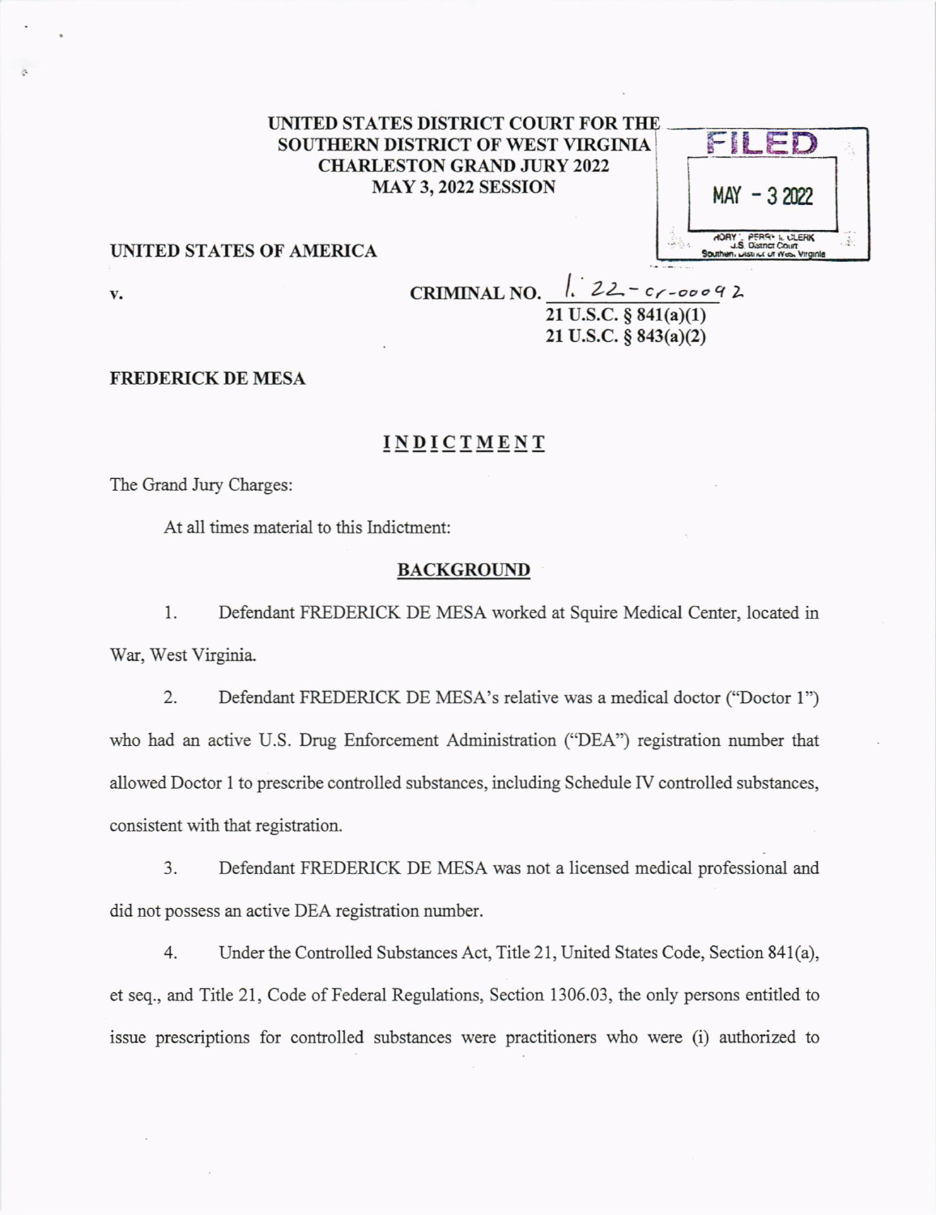UNITED STATES DISTRICT COURT FOR THE
SOUTHERN DISTRICT OF WEST VIRGINIA
CHARLESTON GRAND JURY 2022
MAY 3, 2022 SESSION

FILED
MAY - 3 2022
RORY L. PERRY II, CLERK
U.S. District Court
Southern District of West Virginia

**UNITED STATES OF AMERICA**

**v.**

**CRIMINAL NO.** 1:22-cr-00092
**21 U.S.C. § 841(a)(1)**
**21 U.S.C. § 843(a)(2)**

**FREDERICK DE MESA**

## INDICTMENT

The Grand Jury Charges:

At all times material to this Indictment:

### BACKGROUND

1. Defendant FREDERICK DE MESA worked at Squire Medical Center, located in War, West Virginia.

2. Defendant FREDERICK DE MESA's relative was a medical doctor ("Doctor 1") who had an active U.S. Drug Enforcement Administration ("DEA") registration number that allowed Doctor 1 to prescribe controlled substances, including Schedule IV controlled substances, consistent with that registration.

3. Defendant FREDERICK DE MESA was not a licensed medical professional and did not possess an active DEA registration number.

4. Under the Controlled Substances Act, Title 21, United States Code, Section 841(a), et seq., and Title 21, Code of Federal Regulations, Section 1306.03, the only persons entitled to issue prescriptions for controlled substances were practitioners who were (i) authorized to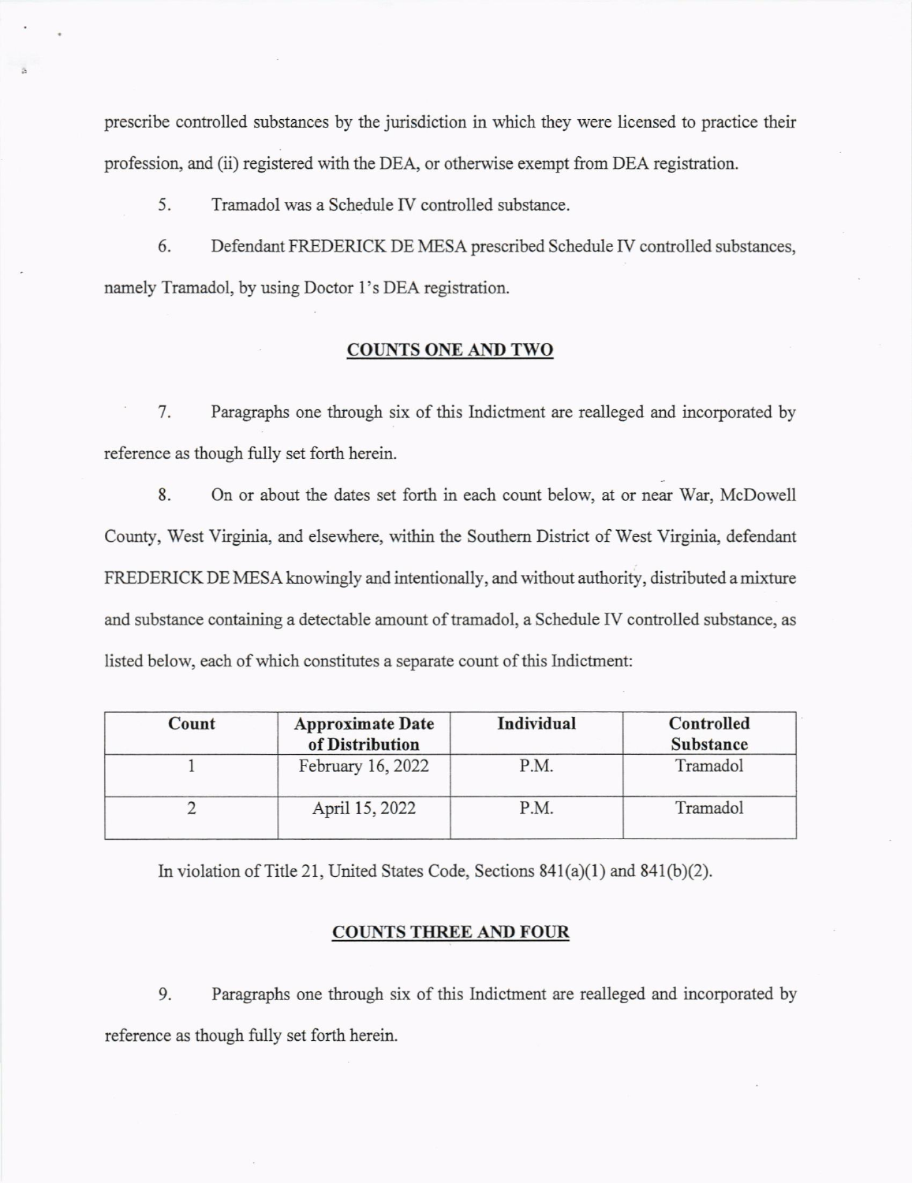prescribe controlled substances by the jurisdiction in which they were licensed to practice their profession, and (ii) registered with the DEA, or otherwise exempt from DEA registration.

5. Tramadol was a Schedule IV controlled substance.

6. Defendant FREDERICK DE MESA prescribed Schedule IV controlled substances, namely Tramadol, by using Doctor 1's DEA registration.

## COUNTS ONE AND TWO

7. Paragraphs one through six of this Indictment are realleged and incorporated by reference as though fully set forth herein.

8. On or about the dates set forth in each count below, at or near War, McDowell County, West Virginia, and elsewhere, within the Southern District of West Virginia, defendant FREDERICK DE MESA knowingly and intentionally, and without authority, distributed a mixture and substance containing a detectable amount of tramadol, a Schedule IV controlled substance, as listed below, each of which constitutes a separate count of this Indictment:

| Count | Approximate Date of Distribution | Individual | Controlled Substance |
|---|---|---|---|
| 1 | February 16, 2022 | P.M. | Tramadol |
| 2 | April 15, 2022 | P.M. | Tramadol |

In violation of Title 21, United States Code, Sections 841(a)(1) and 841(b)(2).

## COUNTS THREE AND FOUR

9. Paragraphs one through six of this Indictment are realleged and incorporated by reference as though fully set forth herein.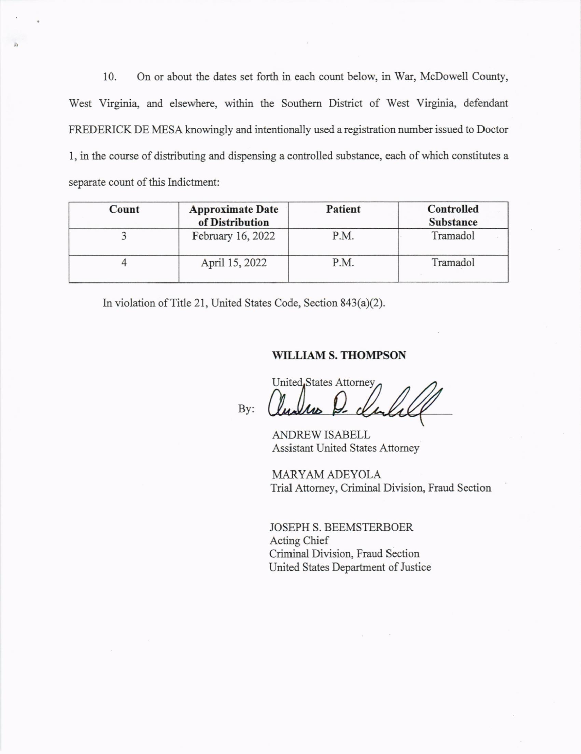10. On or about the dates set forth in each count below, in War, McDowell County, West Virginia, and elsewhere, within the Southern District of West Virginia, defendant FREDERICK DE MESA knowingly and intentionally used a registration number issued to Doctor 1, in the course of distributing and dispensing a controlled substance, each of which constitutes a separate count of this Indictment:

| Count | Approximate Date of Distribution | Patient | Controlled Substance |
|---|---|---|---|
| 3 | February 16, 2022 | P.M. | Tramadol |
| 4 | April 15, 2022 | P.M. | Tramadol |

In violation of Title 21, United States Code, Section 843(a)(2).

**WILLIAM S. THOMPSON**
United States Attorney

By: 

ANDREW ISABELL
Assistant United States Attorney

MARYAM ADEYOLA
Trial Attorney, Criminal Division, Fraud Section

JOSEPH S. BEEMSTERBOER
Acting Chief
Criminal Division, Fraud Section
United States Department of Justice